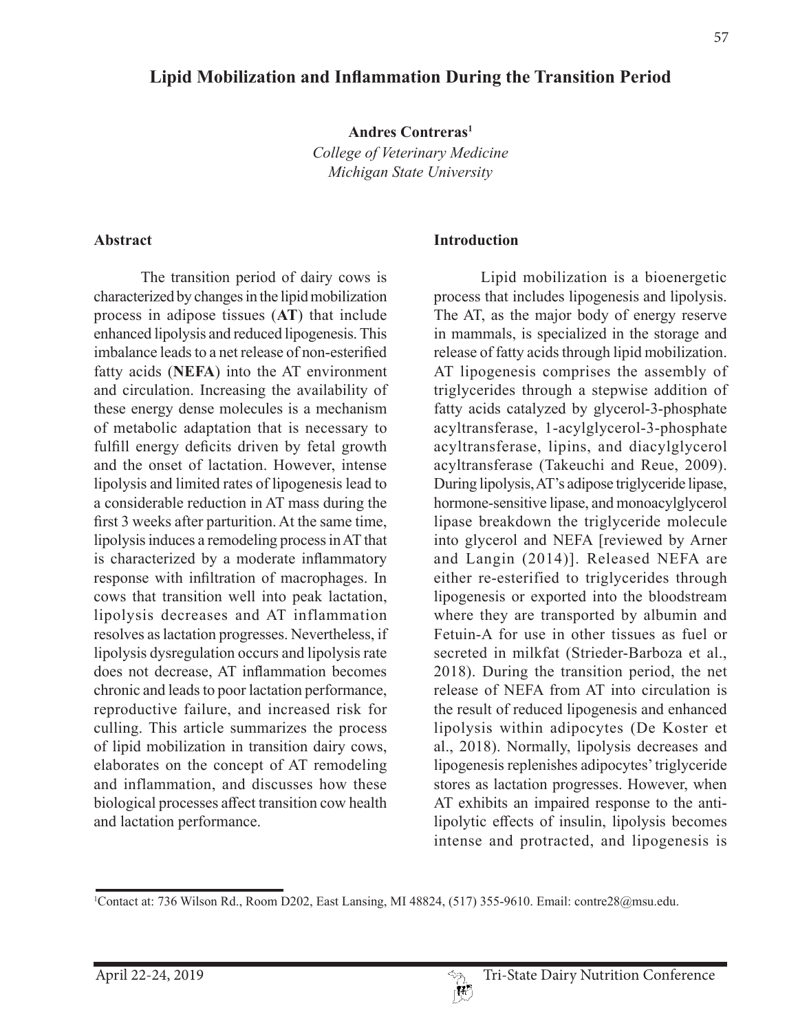# Lipid Mobilization and Inflammation During the Transition Period

**Andres Contreras**[1]
*College of Veterinary Medicine*
*Michigan State University*

## Abstract

The transition period of dairy cows is characterized by changes in the lipid mobilization process in adipose tissues (**AT**) that include enhanced lipolysis and reduced lipogenesis. This imbalance leads to a net release of non-esterified fatty acids (**NEFA**) into the AT environment and circulation. Increasing the availability of these energy dense molecules is a mechanism of metabolic adaptation that is necessary to fulfill energy deficits driven by fetal growth and the onset of lactation. However, intense lipolysis and limited rates of lipogenesis lead to a considerable reduction in AT mass during the first 3 weeks after parturition. At the same time, lipolysis induces a remodeling process in AT that is characterized by a moderate inflammatory response with infiltration of macrophages. In cows that transition well into peak lactation, lipolysis decreases and AT inflammation resolves as lactation progresses. Nevertheless, if lipolysis dysregulation occurs and lipolysis rate does not decrease, AT inflammation becomes chronic and leads to poor lactation performance, reproductive failure, and increased risk for culling. This article summarizes the process of lipid mobilization in transition dairy cows, elaborates on the concept of AT remodeling and inflammation, and discusses how these biological processes affect transition cow health and lactation performance.

## Introduction

Lipid mobilization is a bioenergetic process that includes lipogenesis and lipolysis. The AT, as the major body of energy reserve in mammals, is specialized in the storage and release of fatty acids through lipid mobilization. AT lipogenesis comprises the assembly of triglycerides through a stepwise addition of fatty acids catalyzed by glycerol-3-phosphate acyltransferase, 1-acylglycerol-3-phosphate acyltransferase, lipins, and diacylglycerol acyltransferase (Takeuchi and Reue, 2009). During lipolysis, AT's adipose triglyceride lipase, hormone-sensitive lipase, and monoacylglycerol lipase breakdown the triglyceride molecule into glycerol and NEFA [reviewed by Arner and Langin (2014)]. Released NEFA are either re-esterified to triglycerides through lipogenesis or exported into the bloodstream where they are transported by albumin and Fetuin-A for use in other tissues as fuel or secreted in milkfat (Strieder-Barboza et al., 2018). During the transition period, the net release of NEFA from AT into circulation is the result of reduced lipogenesis and enhanced lipolysis within adipocytes (De Koster et al., 2018). Normally, lipolysis decreases and lipogenesis replenishes adipocytes' triglyceride stores as lactation progresses. However, when AT exhibits an impaired response to the anti-lipolytic effects of insulin, lipolysis becomes intense and protracted, and lipogenesis is

[1]Contact at: 736 Wilson Rd., Room D202, East Lansing, MI 48824, (517) 355-9610. Email: contre28@msu.edu.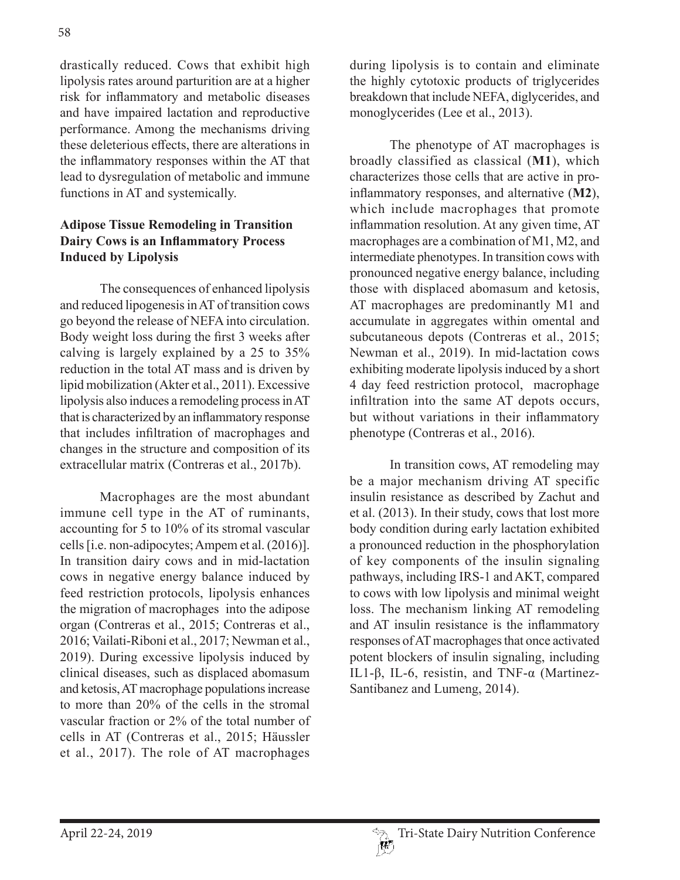drastically reduced. Cows that exhibit high lipolysis rates around parturition are at a higher risk for inflammatory and metabolic diseases and have impaired lactation and reproductive performance. Among the mechanisms driving these deleterious effects, there are alterations in the inflammatory responses within the AT that lead to dysregulation of metabolic and immune functions in AT and systemically.

**Adipose Tissue Remodeling in Transition Dairy Cows is an Inflammatory Process Induced by Lipolysis**

The consequences of enhanced lipolysis and reduced lipogenesis in AT of transition cows go beyond the release of NEFA into circulation. Body weight loss during the first 3 weeks after calving is largely explained by a 25 to 35% reduction in the total AT mass and is driven by lipid mobilization (Akter et al., 2011). Excessive lipolysis also induces a remodeling process in AT that is characterized by an inflammatory response that includes infiltration of macrophages and changes in the structure and composition of its extracellular matrix (Contreras et al., 2017b).

Macrophages are the most abundant immune cell type in the AT of ruminants, accounting for 5 to 10% of its stromal vascular cells [i.e. non-adipocytes; Ampem et al. (2016)]. In transition dairy cows and in mid-lactation cows in negative energy balance induced by feed restriction protocols, lipolysis enhances the migration of macrophages into the adipose organ (Contreras et al., 2015; Contreras et al., 2016; Vailati-Riboni et al., 2017; Newman et al., 2019). During excessive lipolysis induced by clinical diseases, such as displaced abomasum and ketosis, AT macrophage populations increase to more than 20% of the cells in the stromal vascular fraction or 2% of the total number of cells in AT (Contreras et al., 2015; Häussler et al., 2017). The role of AT macrophages during lipolysis is to contain and eliminate the highly cytotoxic products of triglycerides breakdown that include NEFA, diglycerides, and monoglycerides (Lee et al., 2013).

The phenotype of AT macrophages is broadly classified as classical (**M1**), which characterizes those cells that are active in pro-inflammatory responses, and alternative (**M2**), which include macrophages that promote inflammation resolution. At any given time, AT macrophages are a combination of M1, M2, and intermediate phenotypes. In transition cows with pronounced negative energy balance, including those with displaced abomasum and ketosis, AT macrophages are predominantly M1 and accumulate in aggregates within omental and subcutaneous depots (Contreras et al., 2015; Newman et al., 2019). In mid-lactation cows exhibiting moderate lipolysis induced by a short 4 day feed restriction protocol, macrophage infiltration into the same AT depots occurs, but without variations in their inflammatory phenotype (Contreras et al., 2016).

In transition cows, AT remodeling may be a major mechanism driving AT specific insulin resistance as described by Zachut and et al. (2013). In their study, cows that lost more body condition during early lactation exhibited a pronounced reduction in the phosphorylation of key components of the insulin signaling pathways, including IRS-1 and AKT, compared to cows with low lipolysis and minimal weight loss. The mechanism linking AT remodeling and AT insulin resistance is the inflammatory responses of AT macrophages that once activated potent blockers of insulin signaling, including IL1-β, IL-6, resistin, and TNF-α (Martinez-Santibanez and Lumeng, 2014).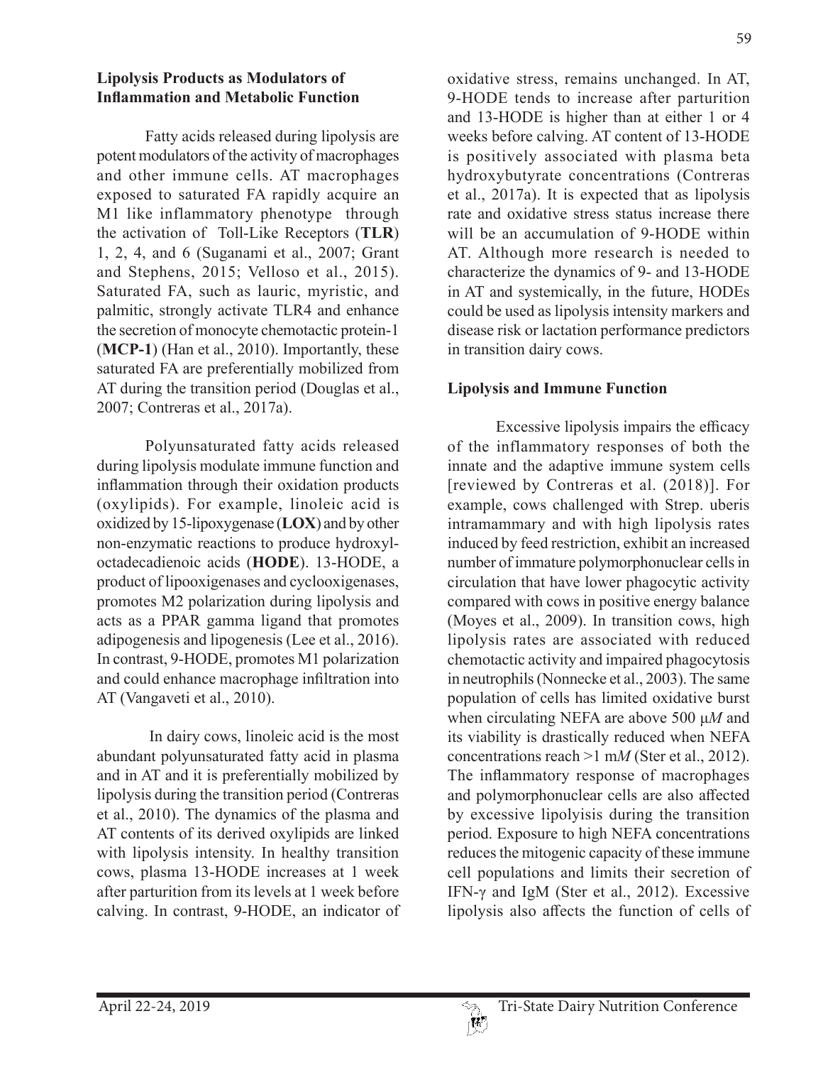### Lipolysis Products as Modulators of Inflammation and Metabolic Function

Fatty acids released during lipolysis are potent modulators of the activity of macrophages and other immune cells. AT macrophages exposed to saturated FA rapidly acquire an M1 like inflammatory phenotype through the activation of Toll-Like Receptors (**TLR**) 1, 2, 4, and 6 (Suganami et al., 2007; Grant and Stephens, 2015; Velloso et al., 2015). Saturated FA, such as lauric, myristic, and palmitic, strongly activate TLR4 and enhance the secretion of monocyte chemotactic protein-1 (**MCP-1**) (Han et al., 2010). Importantly, these saturated FA are preferentially mobilized from AT during the transition period (Douglas et al., 2007; Contreras et al., 2017a).

Polyunsaturated fatty acids released during lipolysis modulate immune function and inflammation through their oxidation products (oxylipids). For example, linoleic acid is oxidized by 15-lipoxygenase (**LOX**) and by other non-enzymatic reactions to produce hydroxyl-octadecadienoic acids (**HODE**). 13-HODE, a product of lipooxigenases and cyclooxigenases, promotes M2 polarization during lipolysis and acts as a PPAR gamma ligand that promotes adipogenesis and lipogenesis (Lee et al., 2016). In contrast, 9-HODE, promotes M1 polarization and could enhance macrophage infiltration into AT (Vangaveti et al., 2010).

In dairy cows, linoleic acid is the most abundant polyunsaturated fatty acid in plasma and in AT and it is preferentially mobilized by lipolysis during the transition period (Contreras et al., 2010). The dynamics of the plasma and AT contents of its derived oxylipids are linked with lipolysis intensity. In healthy transition cows, plasma 13-HODE increases at 1 week after parturition from its levels at 1 week before calving. In contrast, 9-HODE, an indicator of oxidative stress, remains unchanged. In AT, 9-HODE tends to increase after parturition and 13-HODE is higher than at either 1 or 4 weeks before calving. AT content of 13-HODE is positively associated with plasma beta hydroxybutyrate concentrations (Contreras et al., 2017a). It is expected that as lipolysis rate and oxidative stress status increase there will be an accumulation of 9-HODE within AT. Although more research is needed to characterize the dynamics of 9- and 13-HODE in AT and systemically, in the future, HODEs could be used as lipolysis intensity markers and disease risk or lactation performance predictors in transition dairy cows.

### Lipolysis and Immune Function

Excessive lipolysis impairs the efficacy of the inflammatory responses of both the innate and the adaptive immune system cells [reviewed by Contreras et al. (2018)]. For example, cows challenged with Strep. uberis intramammary and with high lipolysis rates induced by feed restriction, exhibit an increased number of immature polymorphonuclear cells in circulation that have lower phagocytic activity compared with cows in positive energy balance (Moyes et al., 2009). In transition cows, high lipolysis rates are associated with reduced chemotactic activity and impaired phagocytosis in neutrophils (Nonnecke et al., 2003). The same population of cells has limited oxidative burst when circulating NEFA are above 500 μ*M* and its viability is drastically reduced when NEFA concentrations reach >1 m*M* (Ster et al., 2012). The inflammatory response of macrophages and polymorphonuclear cells are also affected by excessive lipolyisis during the transition period. Exposure to high NEFA concentrations reduces the mitogenic capacity of these immune cell populations and limits their secretion of IFN-γ and IgM (Ster et al., 2012). Excessive lipolysis also affects the function of cells of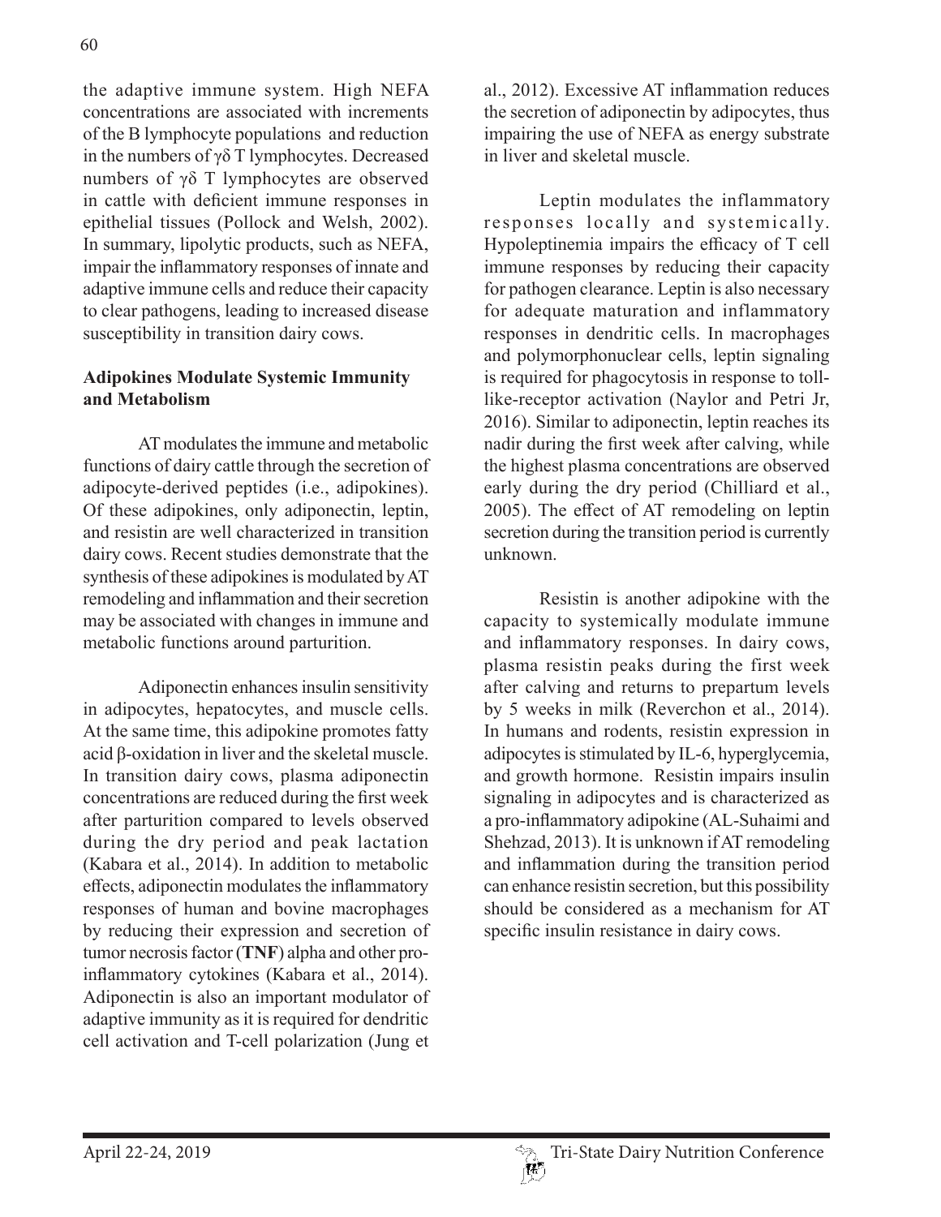the adaptive immune system. High NEFA concentrations are associated with increments of the B lymphocyte populations and reduction in the numbers of γδ T lymphocytes. Decreased numbers of γδ T lymphocytes are observed in cattle with deficient immune responses in epithelial tissues (Pollock and Welsh, 2002). In summary, lipolytic products, such as NEFA, impair the inflammatory responses of innate and adaptive immune cells and reduce their capacity to clear pathogens, leading to increased disease susceptibility in transition dairy cows.

**Adipokines Modulate Systemic Immunity and Metabolism**

AT modulates the immune and metabolic functions of dairy cattle through the secretion of adipocyte-derived peptides (i.e., adipokines). Of these adipokines, only adiponectin, leptin, and resistin are well characterized in transition dairy cows. Recent studies demonstrate that the synthesis of these adipokines is modulated by AT remodeling and inflammation and their secretion may be associated with changes in immune and metabolic functions around parturition.

Adiponectin enhances insulin sensitivity in adipocytes, hepatocytes, and muscle cells. At the same time, this adipokine promotes fatty acid β-oxidation in liver and the skeletal muscle. In transition dairy cows, plasma adiponectin concentrations are reduced during the first week after parturition compared to levels observed during the dry period and peak lactation (Kabara et al., 2014). In addition to metabolic effects, adiponectin modulates the inflammatory responses of human and bovine macrophages by reducing their expression and secretion of tumor necrosis factor (**TNF**) alpha and other pro-inflammatory cytokines (Kabara et al., 2014). Adiponectin is also an important modulator of adaptive immunity as it is required for dendritic cell activation and T-cell polarization (Jung et al., 2012). Excessive AT inflammation reduces the secretion of adiponectin by adipocytes, thus impairing the use of NEFA as energy substrate in liver and skeletal muscle.

Leptin modulates the inflammatory responses locally and systemically. Hypoleptinemia impairs the efficacy of T cell immune responses by reducing their capacity for pathogen clearance. Leptin is also necessary for adequate maturation and inflammatory responses in dendritic cells. In macrophages and polymorphonuclear cells, leptin signaling is required for phagocytosis in response to toll-like-receptor activation (Naylor and Petri Jr, 2016). Similar to adiponectin, leptin reaches its nadir during the first week after calving, while the highest plasma concentrations are observed early during the dry period (Chilliard et al., 2005). The effect of AT remodeling on leptin secretion during the transition period is currently unknown.

Resistin is another adipokine with the capacity to systemically modulate immune and inflammatory responses. In dairy cows, plasma resistin peaks during the first week after calving and returns to prepartum levels by 5 weeks in milk (Reverchon et al., 2014). In humans and rodents, resistin expression in adipocytes is stimulated by IL-6, hyperglycemia, and growth hormone. Resistin impairs insulin signaling in adipocytes and is characterized as a pro-inflammatory adipokine (AL-Suhaimi and Shehzad, 2013). It is unknown if AT remodeling and inflammation during the transition period can enhance resistin secretion, but this possibility should be considered as a mechanism for AT specific insulin resistance in dairy cows.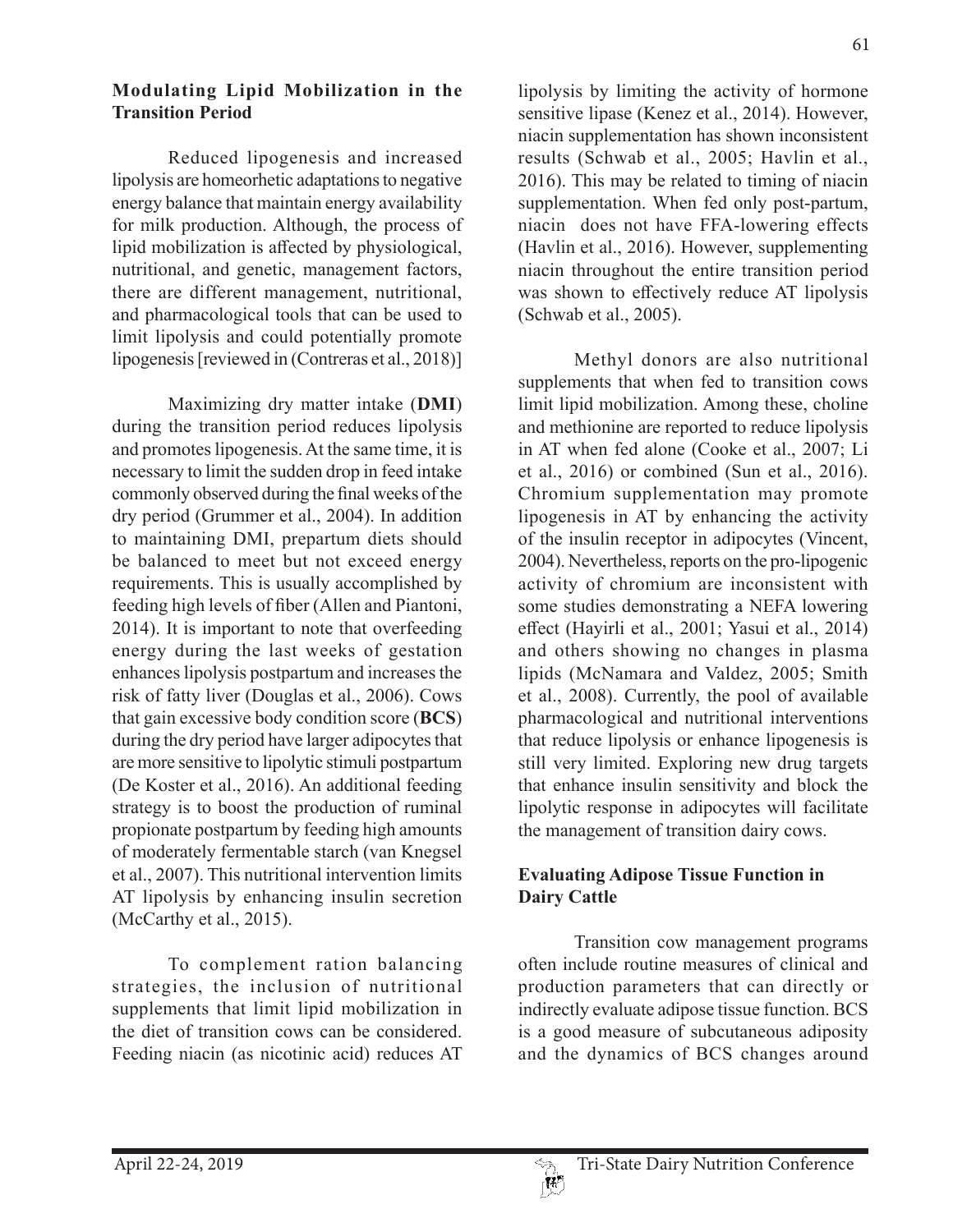### Modulating Lipid Mobilization in the Transition Period

Reduced lipogenesis and increased lipolysis are homeorhetic adaptations to negative energy balance that maintain energy availability for milk production. Although, the process of lipid mobilization is affected by physiological, nutritional, and genetic, management factors, there are different management, nutritional, and pharmacological tools that can be used to limit lipolysis and could potentially promote lipogenesis [reviewed in (Contreras et al., 2018)]

Maximizing dry matter intake (**DMI**) during the transition period reduces lipolysis and promotes lipogenesis. At the same time, it is necessary to limit the sudden drop in feed intake commonly observed during the final weeks of the dry period (Grummer et al., 2004). In addition to maintaining DMI, prepartum diets should be balanced to meet but not exceed energy requirements. This is usually accomplished by feeding high levels of fiber (Allen and Piantoni, 2014). It is important to note that overfeeding energy during the last weeks of gestation enhances lipolysis postpartum and increases the risk of fatty liver (Douglas et al., 2006). Cows that gain excessive body condition score (**BCS**) during the dry period have larger adipocytes that are more sensitive to lipolytic stimuli postpartum (De Koster et al., 2016). An additional feeding strategy is to boost the production of ruminal propionate postpartum by feeding high amounts of moderately fermentable starch (van Knegsel et al., 2007). This nutritional intervention limits AT lipolysis by enhancing insulin secretion (McCarthy et al., 2015).

To complement ration balancing strategies, the inclusion of nutritional supplements that limit lipid mobilization in the diet of transition cows can be considered. Feeding niacin (as nicotinic acid) reduces AT lipolysis by limiting the activity of hormone sensitive lipase (Kenez et al., 2014). However, niacin supplementation has shown inconsistent results (Schwab et al., 2005; Havlin et al., 2016). This may be related to timing of niacin supplementation. When fed only post-partum, niacin does not have FFA-lowering effects (Havlin et al., 2016). However, supplementing niacin throughout the entire transition period was shown to effectively reduce AT lipolysis (Schwab et al., 2005).

Methyl donors are also nutritional supplements that when fed to transition cows limit lipid mobilization. Among these, choline and methionine are reported to reduce lipolysis in AT when fed alone (Cooke et al., 2007; Li et al., 2016) or combined (Sun et al., 2016). Chromium supplementation may promote lipogenesis in AT by enhancing the activity of the insulin receptor in adipocytes (Vincent, 2004). Nevertheless, reports on the pro-lipogenic activity of chromium are inconsistent with some studies demonstrating a NEFA lowering effect (Hayirli et al., 2001; Yasui et al., 2014) and others showing no changes in plasma lipids (McNamara and Valdez, 2005; Smith et al., 2008). Currently, the pool of available pharmacological and nutritional interventions that reduce lipolysis or enhance lipogenesis is still very limited. Exploring new drug targets that enhance insulin sensitivity and block the lipolytic response in adipocytes will facilitate the management of transition dairy cows.

### Evaluating Adipose Tissue Function in Dairy Cattle

Transition cow management programs often include routine measures of clinical and production parameters that can directly or indirectly evaluate adipose tissue function. BCS is a good measure of subcutaneous adiposity and the dynamics of BCS changes around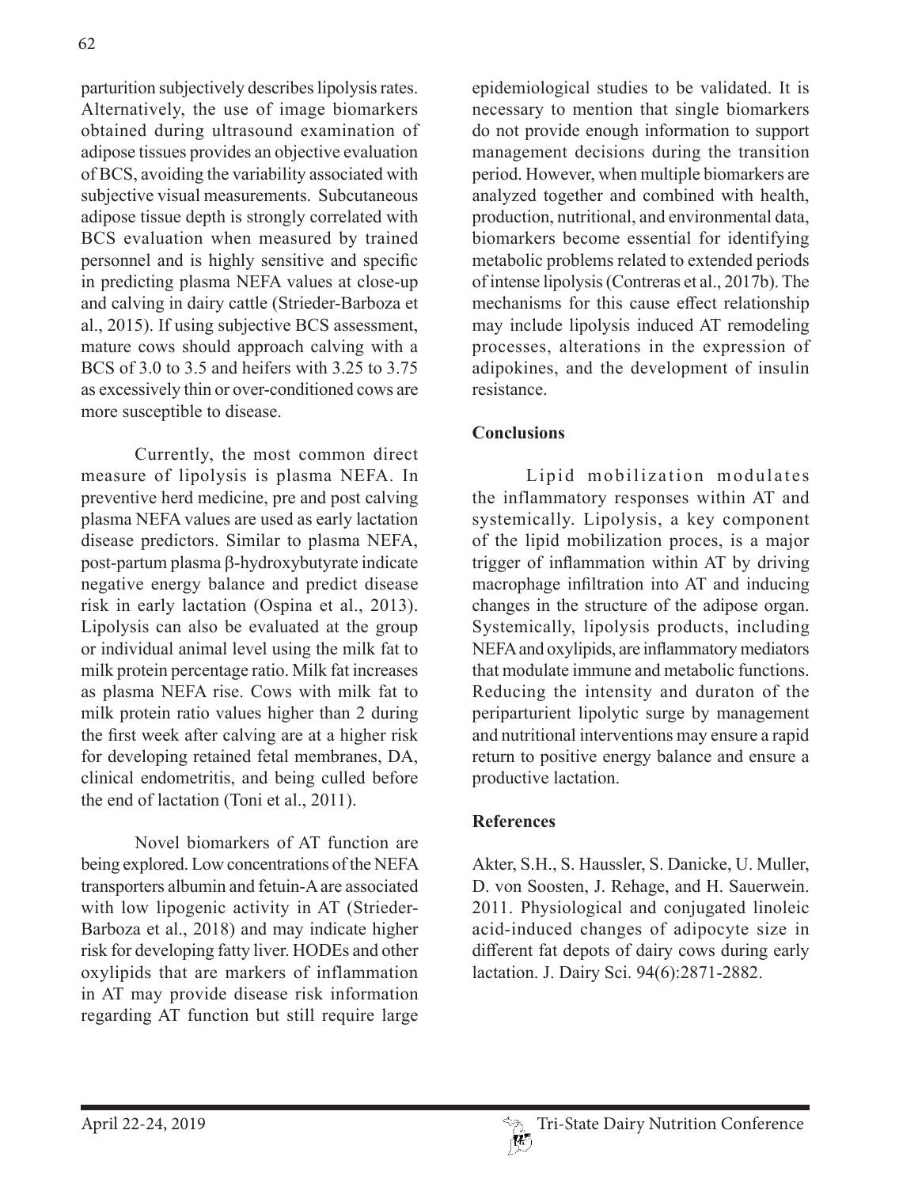parturition subjectively describes lipolysis rates. Alternatively, the use of image biomarkers obtained during ultrasound examination of adipose tissues provides an objective evaluation of BCS, avoiding the variability associated with subjective visual measurements. Subcutaneous adipose tissue depth is strongly correlated with BCS evaluation when measured by trained personnel and is highly sensitive and specific in predicting plasma NEFA values at close-up and calving in dairy cattle (Strieder-Barboza et al., 2015). If using subjective BCS assessment, mature cows should approach calving with a BCS of 3.0 to 3.5 and heifers with 3.25 to 3.75 as excessively thin or over-conditioned cows are more susceptible to disease.

Currently, the most common direct measure of lipolysis is plasma NEFA. In preventive herd medicine, pre and post calving plasma NEFA values are used as early lactation disease predictors. Similar to plasma NEFA, post-partum plasma β-hydroxybutyrate indicate negative energy balance and predict disease risk in early lactation (Ospina et al., 2013). Lipolysis can also be evaluated at the group or individual animal level using the milk fat to milk protein percentage ratio. Milk fat increases as plasma NEFA rise. Cows with milk fat to milk protein ratio values higher than 2 during the first week after calving are at a higher risk for developing retained fetal membranes, DA, clinical endometritis, and being culled before the end of lactation (Toni et al., 2011).

Novel biomarkers of AT function are being explored. Low concentrations of the NEFA transporters albumin and fetuin-A are associated with low lipogenic activity in AT (Strieder-Barboza et al., 2018) and may indicate higher risk for developing fatty liver. HODEs and other oxylipids that are markers of inflammation in AT may provide disease risk information regarding AT function but still require large epidemiological studies to be validated. It is necessary to mention that single biomarkers do not provide enough information to support management decisions during the transition period. However, when multiple biomarkers are analyzed together and combined with health, production, nutritional, and environmental data, biomarkers become essential for identifying metabolic problems related to extended periods of intense lipolysis (Contreras et al., 2017b). The mechanisms for this cause effect relationship may include lipolysis induced AT remodeling processes, alterations in the expression of adipokines, and the development of insulin resistance.

## Conclusions

Lipid mobilization modulates the inflammatory responses within AT and systemically. Lipolysis, a key component of the lipid mobilization proces, is a major trigger of inflammation within AT by driving macrophage infiltration into AT and inducing changes in the structure of the adipose organ. Systemically, lipolysis products, including NEFA and oxylipids, are inflammatory mediators that modulate immune and metabolic functions. Reducing the intensity and duraton of the periparturient lipolytic surge by management and nutritional interventions may ensure a rapid return to positive energy balance and ensure a productive lactation.

## References

Akter, S.H., S. Haussler, S. Danicke, U. Muller, D. von Soosten, J. Rehage, and H. Sauerwein. 2011. Physiological and conjugated linoleic acid-induced changes of adipocyte size in different fat depots of dairy cows during early lactation. J. Dairy Sci. 94(6):2871-2882.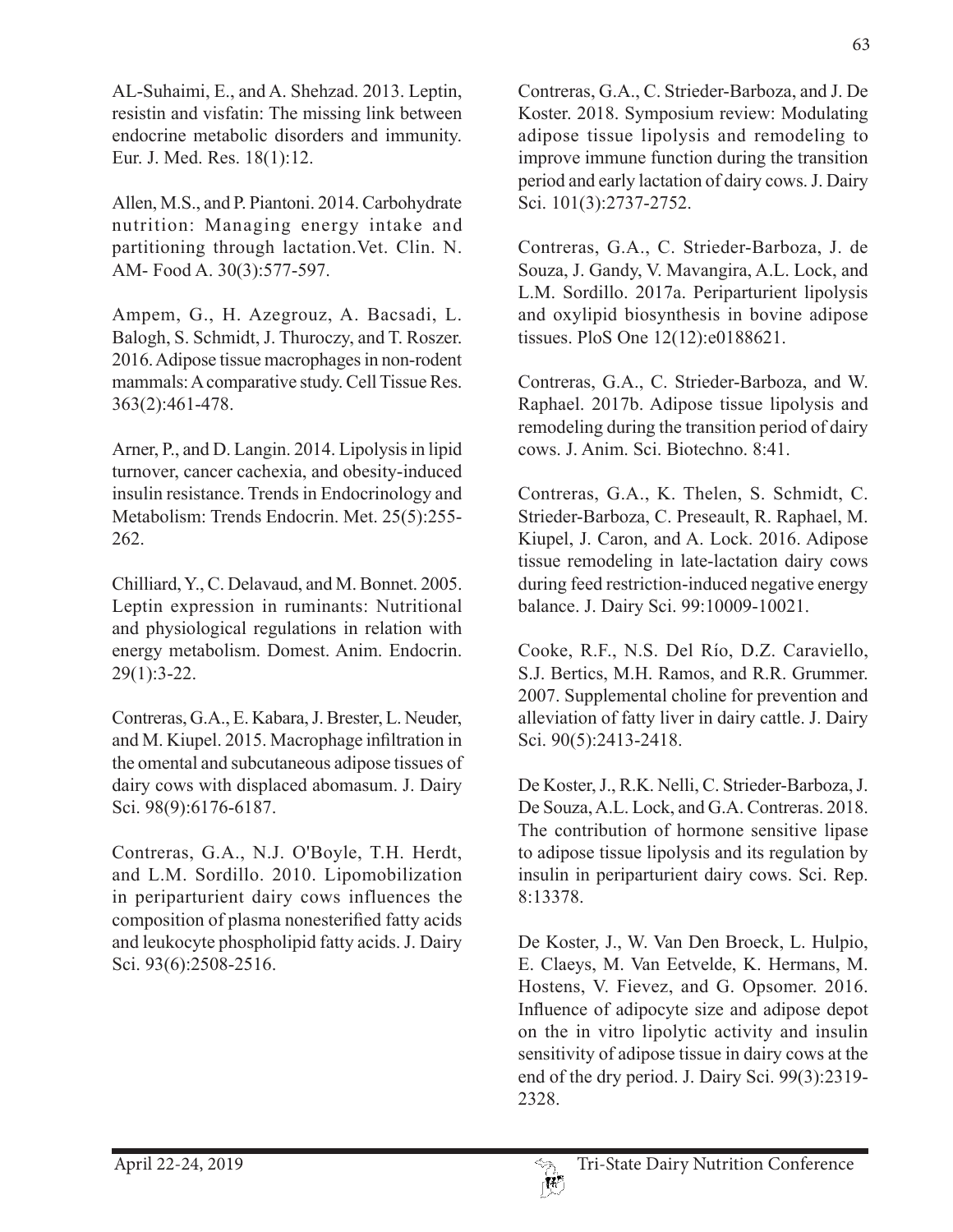AL-Suhaimi, E., and A. Shehzad. 2013. Leptin, resistin and visfatin: The missing link between endocrine metabolic disorders and immunity. Eur. J. Med. Res. 18(1):12.

Allen, M.S., and P. Piantoni. 2014. Carbohydrate nutrition: Managing energy intake and partitioning through lactation.Vet. Clin. N. AM- Food A. 30(3):577-597.

Ampem, G., H. Azegrouz, A. Bacsadi, L. Balogh, S. Schmidt, J. Thuroczy, and T. Roszer. 2016. Adipose tissue macrophages in non-rodent mammals: A comparative study. Cell Tissue Res. 363(2):461-478.

Arner, P., and D. Langin. 2014. Lipolysis in lipid turnover, cancer cachexia, and obesity-induced insulin resistance. Trends in Endocrinology and Metabolism: Trends Endocrin. Met. 25(5):255-262.

Chilliard, Y., C. Delavaud, and M. Bonnet. 2005. Leptin expression in ruminants: Nutritional and physiological regulations in relation with energy metabolism. Domest. Anim. Endocrin. 29(1):3-22.

Contreras, G.A., E. Kabara, J. Brester, L. Neuder, and M. Kiupel. 2015. Macrophage infiltration in the omental and subcutaneous adipose tissues of dairy cows with displaced abomasum. J. Dairy Sci. 98(9):6176-6187.

Contreras, G.A., N.J. O'Boyle, T.H. Herdt, and L.M. Sordillo. 2010. Lipomobilization in periparturient dairy cows influences the composition of plasma nonesterified fatty acids and leukocyte phospholipid fatty acids. J. Dairy Sci. 93(6):2508-2516.

Contreras, G.A., C. Strieder-Barboza, and J. De Koster. 2018. Symposium review: Modulating adipose tissue lipolysis and remodeling to improve immune function during the transition period and early lactation of dairy cows. J. Dairy Sci. 101(3):2737-2752.

Contreras, G.A., C. Strieder-Barboza, J. de Souza, J. Gandy, V. Mavangira, A.L. Lock, and L.M. Sordillo. 2017a. Periparturient lipolysis and oxylipid biosynthesis in bovine adipose tissues. PloS One 12(12):e0188621.

Contreras, G.A., C. Strieder-Barboza, and W. Raphael. 2017b. Adipose tissue lipolysis and remodeling during the transition period of dairy cows. J. Anim. Sci. Biotechno. 8:41.

Contreras, G.A., K. Thelen, S. Schmidt, C. Strieder-Barboza, C. Preseault, R. Raphael, M. Kiupel, J. Caron, and A. Lock. 2016. Adipose tissue remodeling in late-lactation dairy cows during feed restriction-induced negative energy balance. J. Dairy Sci. 99:10009-10021.

Cooke, R.F., N.S. Del Río, D.Z. Caraviello, S.J. Bertics, M.H. Ramos, and R.R. Grummer. 2007. Supplemental choline for prevention and alleviation of fatty liver in dairy cattle. J. Dairy Sci. 90(5):2413-2418.

De Koster, J., R.K. Nelli, C. Strieder-Barboza, J. De Souza, A.L. Lock, and G.A. Contreras. 2018. The contribution of hormone sensitive lipase to adipose tissue lipolysis and its regulation by insulin in periparturient dairy cows. Sci. Rep. 8:13378.

De Koster, J., W. Van Den Broeck, L. Hulpio, E. Claeys, M. Van Eetvelde, K. Hermans, M. Hostens, V. Fievez, and G. Opsomer. 2016. Influence of adipocyte size and adipose depot on the in vitro lipolytic activity and insulin sensitivity of adipose tissue in dairy cows at the end of the dry period. J. Dairy Sci. 99(3):2319-2328.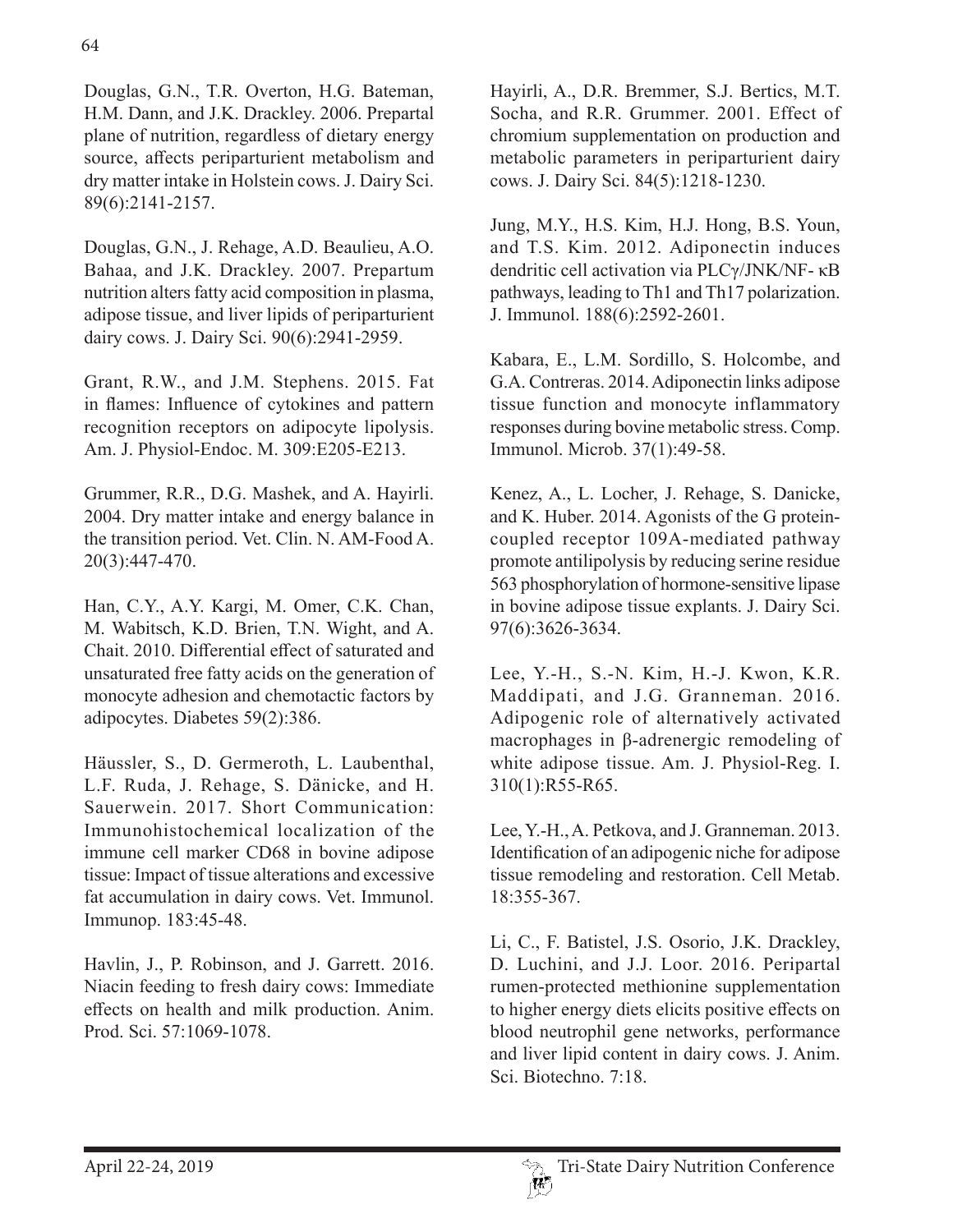Douglas, G.N., T.R. Overton, H.G. Bateman, H.M. Dann, and J.K. Drackley. 2006. Prepartal plane of nutrition, regardless of dietary energy source, affects periparturient metabolism and dry matter intake in Holstein cows. J. Dairy Sci. 89(6):2141-2157.

Douglas, G.N., J. Rehage, A.D. Beaulieu, A.O. Bahaa, and J.K. Drackley. 2007. Prepartum nutrition alters fatty acid composition in plasma, adipose tissue, and liver lipids of periparturient dairy cows. J. Dairy Sci. 90(6):2941-2959.

Grant, R.W., and J.M. Stephens. 2015. Fat in flames: Influence of cytokines and pattern recognition receptors on adipocyte lipolysis. Am. J. Physiol-Endoc. M. 309:E205-E213.

Grummer, R.R., D.G. Mashek, and A. Hayirli. 2004. Dry matter intake and energy balance in the transition period. Vet. Clin. N. AM-Food A. 20(3):447-470.

Han, C.Y., A.Y. Kargi, M. Omer, C.K. Chan, M. Wabitsch, K.D. Brien, T.N. Wight, and A. Chait. 2010. Differential effect of saturated and unsaturated free fatty acids on the generation of monocyte adhesion and chemotactic factors by adipocytes. Diabetes 59(2):386.

Häussler, S., D. Germeroth, L. Laubenthal, L.F. Ruda, J. Rehage, S. Dänicke, and H. Sauerwein. 2017. Short Communication: Immunohistochemical localization of the immune cell marker CD68 in bovine adipose tissue: Impact of tissue alterations and excessive fat accumulation in dairy cows. Vet. Immunol. Immunop. 183:45-48.

Havlin, J., P. Robinson, and J. Garrett. 2016. Niacin feeding to fresh dairy cows: Immediate effects on health and milk production. Anim. Prod. Sci. 57:1069-1078.

Hayirli, A., D.R. Bremmer, S.J. Bertics, M.T. Socha, and R.R. Grummer. 2001. Effect of chromium supplementation on production and metabolic parameters in periparturient dairy cows. J. Dairy Sci. 84(5):1218-1230.

Jung, M.Y., H.S. Kim, H.J. Hong, B.S. Youn, and T.S. Kim. 2012. Adiponectin induces dendritic cell activation via PLCγ/JNK/NF- κB pathways, leading to Th1 and Th17 polarization. J. Immunol. 188(6):2592-2601.

Kabara, E., L.M. Sordillo, S. Holcombe, and G.A. Contreras. 2014. Adiponectin links adipose tissue function and monocyte inflammatory responses during bovine metabolic stress. Comp. Immunol. Microb. 37(1):49-58.

Kenez, A., L. Locher, J. Rehage, S. Danicke, and K. Huber. 2014. Agonists of the G protein-coupled receptor 109A-mediated pathway promote antilipolysis by reducing serine residue 563 phosphorylation of hormone-sensitive lipase in bovine adipose tissue explants. J. Dairy Sci. 97(6):3626-3634.

Lee, Y.-H., S.-N. Kim, H.-J. Kwon, K.R. Maddipati, and J.G. Granneman. 2016. Adipogenic role of alternatively activated macrophages in β-adrenergic remodeling of white adipose tissue. Am. J. Physiol-Reg. I. 310(1):R55-R65.

Lee, Y.-H., A. Petkova, and J. Granneman. 2013. Identification of an adipogenic niche for adipose tissue remodeling and restoration. Cell Metab. 18:355-367.

Li, C., F. Batistel, J.S. Osorio, J.K. Drackley, D. Luchini, and J.J. Loor. 2016. Peripartal rumen-protected methionine supplementation to higher energy diets elicits positive effects on blood neutrophil gene networks, performance and liver lipid content in dairy cows. J. Anim. Sci. Biotechno. 7:18.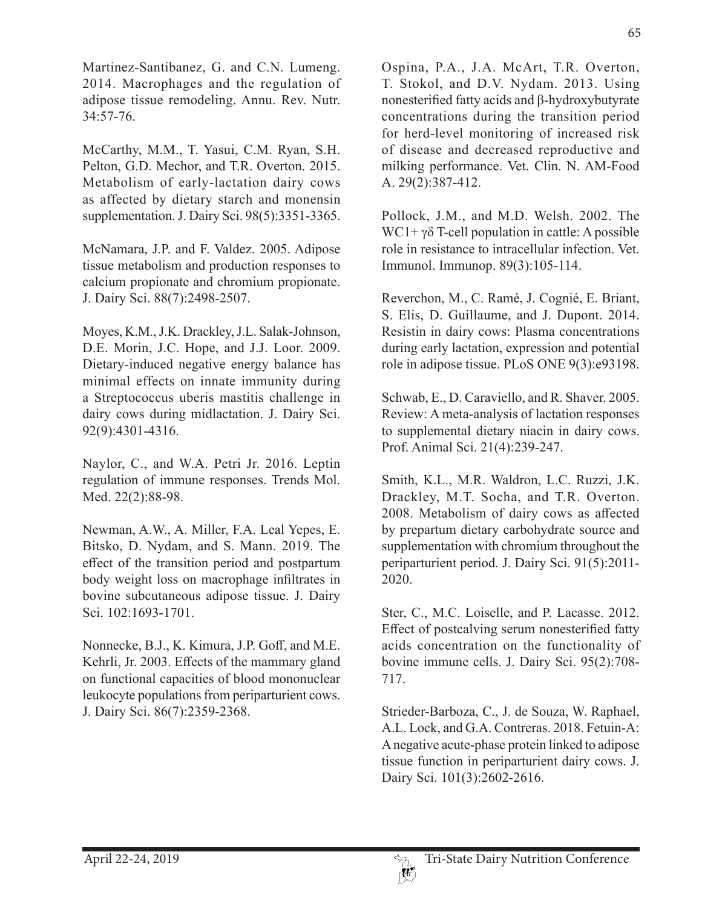Martinez-Santibanez, G. and C.N. Lumeng. 2014. Macrophages and the regulation of adipose tissue remodeling. Annu. Rev. Nutr. 34:57-76.

McCarthy, M.M., T. Yasui, C.M. Ryan, S.H. Pelton, G.D. Mechor, and T.R. Overton. 2015. Metabolism of early-lactation dairy cows as affected by dietary starch and monensin supplementation. J. Dairy Sci. 98(5):3351-3365.

McNamara, J.P. and F. Valdez. 2005. Adipose tissue metabolism and production responses to calcium propionate and chromium propionate. J. Dairy Sci. 88(7):2498-2507.

Moyes, K.M., J.K. Drackley, J.L. Salak-Johnson, D.E. Morin, J.C. Hope, and J.J. Loor. 2009. Dietary-induced negative energy balance has minimal effects on innate immunity during a Streptococcus uberis mastitis challenge in dairy cows during midlactation. J. Dairy Sci. 92(9):4301-4316.

Naylor, C., and W.A. Petri Jr. 2016. Leptin regulation of immune responses. Trends Mol. Med. 22(2):88-98.

Newman, A.W., A. Miller, F.A. Leal Yepes, E. Bitsko, D. Nydam, and S. Mann. 2019. The effect of the transition period and postpartum body weight loss on macrophage infiltrates in bovine subcutaneous adipose tissue. J. Dairy Sci. 102:1693-1701.

Nonnecke, B.J., K. Kimura, J.P. Goff, and M.E. Kehrli, Jr. 2003. Effects of the mammary gland on functional capacities of blood mononuclear leukocyte populations from periparturient cows. J. Dairy Sci. 86(7):2359-2368.

Ospina, P.A., J.A. McArt, T.R. Overton, T. Stokol, and D.V. Nydam. 2013. Using nonesterified fatty acids and β-hydroxybutyrate concentrations during the transition period for herd-level monitoring of increased risk of disease and decreased reproductive and milking performance. Vet. Clin. N. AM-Food A. 29(2):387-412.

Pollock, J.M., and M.D. Welsh. 2002. The WC1+ γδ T-cell population in cattle: A possible role in resistance to intracellular infection. Vet. Immunol. Immunop. 89(3):105-114.

Reverchon, M., C. Ramé, J. Cognié, E. Briant, S. Elis, D. Guillaume, and J. Dupont. 2014. Resistin in dairy cows: Plasma concentrations during early lactation, expression and potential role in adipose tissue. PLoS ONE 9(3):e93198.

Schwab, E., D. Caraviello, and R. Shaver. 2005. Review: A meta-analysis of lactation responses to supplemental dietary niacin in dairy cows. Prof. Animal Sci. 21(4):239-247.

Smith, K.L., M.R. Waldron, L.C. Ruzzi, J.K. Drackley, M.T. Socha, and T.R. Overton. 2008. Metabolism of dairy cows as affected by prepartum dietary carbohydrate source and supplementation with chromium throughout the periparturient period. J. Dairy Sci. 91(5):2011-2020.

Ster, C., M.C. Loiselle, and P. Lacasse. 2012. Effect of postcalving serum nonesterified fatty acids concentration on the functionality of bovine immune cells. J. Dairy Sci. 95(2):708-717.

Strieder-Barboza, C., J. de Souza, W. Raphael, A.L. Lock, and G.A. Contreras. 2018. Fetuin-A: A negative acute-phase protein linked to adipose tissue function in periparturient dairy cows. J. Dairy Sci. 101(3):2602-2616.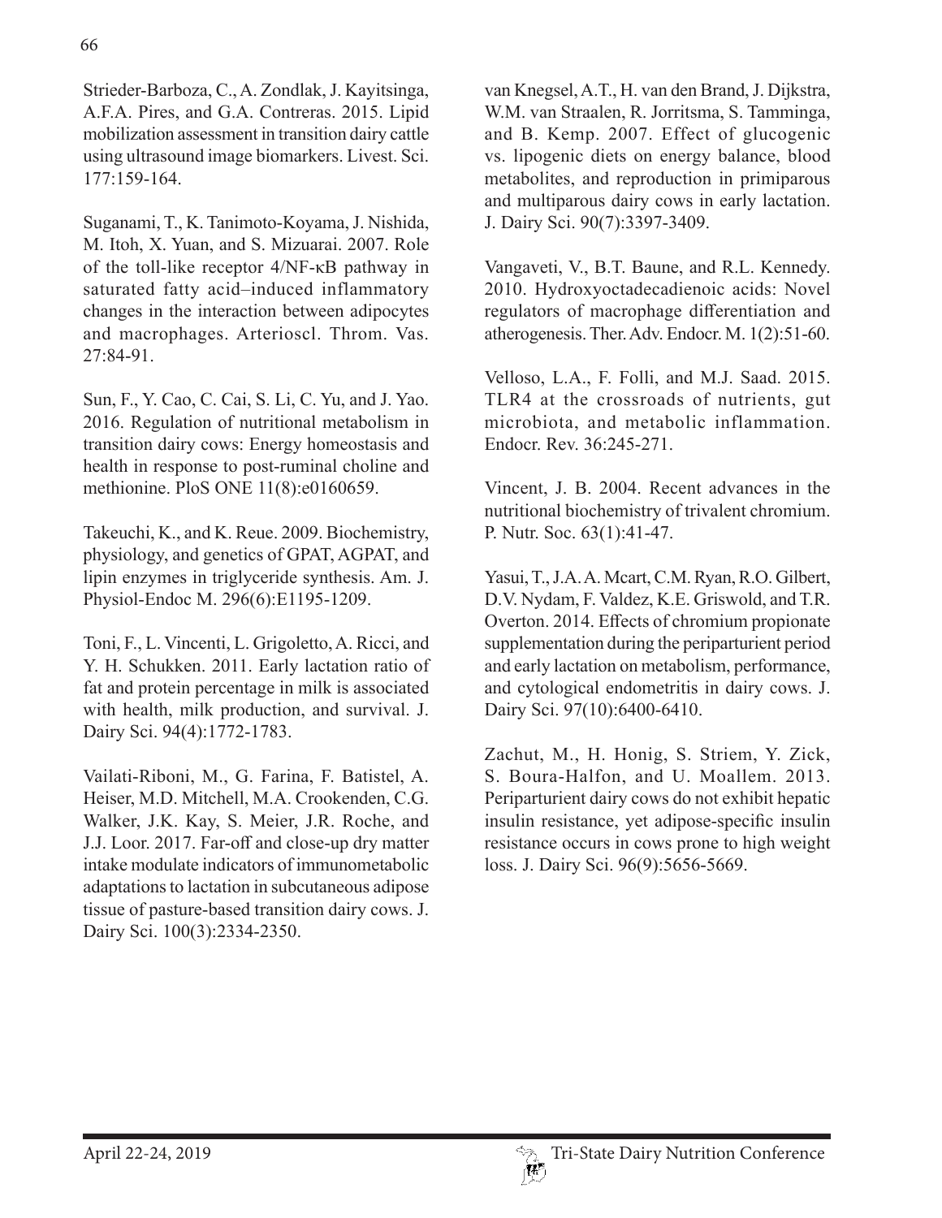Strieder-Barboza, C., A. Zondlak, J. Kayitsinga, A.F.A. Pires, and G.A. Contreras. 2015. Lipid mobilization assessment in transition dairy cattle using ultrasound image biomarkers. Livest. Sci. 177:159-164.

Suganami, T., K. Tanimoto-Koyama, J. Nishida, M. Itoh, X. Yuan, and S. Mizuarai. 2007. Role of the toll-like receptor 4/NF-κB pathway in saturated fatty acid–induced inflammatory changes in the interaction between adipocytes and macrophages. Arterioscl. Throm. Vas. 27:84-91.

Sun, F., Y. Cao, C. Cai, S. Li, C. Yu, and J. Yao. 2016. Regulation of nutritional metabolism in transition dairy cows: Energy homeostasis and health in response to post-ruminal choline and methionine. PloS ONE 11(8):e0160659.

Takeuchi, K., and K. Reue. 2009. Biochemistry, physiology, and genetics of GPAT, AGPAT, and lipin enzymes in triglyceride synthesis. Am. J. Physiol-Endoc M. 296(6):E1195-1209.

Toni, F., L. Vincenti, L. Grigoletto, A. Ricci, and Y. H. Schukken. 2011. Early lactation ratio of fat and protein percentage in milk is associated with health, milk production, and survival. J. Dairy Sci. 94(4):1772-1783.

Vailati-Riboni, M., G. Farina, F. Batistel, A. Heiser, M.D. Mitchell, M.A. Crookenden, C.G. Walker, J.K. Kay, S. Meier, J.R. Roche, and J.J. Loor. 2017. Far-off and close-up dry matter intake modulate indicators of immunometabolic adaptations to lactation in subcutaneous adipose tissue of pasture-based transition dairy cows. J. Dairy Sci. 100(3):2334-2350.

van Knegsel, A.T., H. van den Brand, J. Dijkstra, W.M. van Straalen, R. Jorritsma, S. Tamminga, and B. Kemp. 2007. Effect of glucogenic vs. lipogenic diets on energy balance, blood metabolites, and reproduction in primiparous and multiparous dairy cows in early lactation. J. Dairy Sci. 90(7):3397-3409.

Vangaveti, V., B.T. Baune, and R.L. Kennedy. 2010. Hydroxyoctadecadienoic acids: Novel regulators of macrophage differentiation and atherogenesis. Ther. Adv. Endocr. M. 1(2):51-60.

Velloso, L.A., F. Folli, and M.J. Saad. 2015. TLR4 at the crossroads of nutrients, gut microbiota, and metabolic inflammation. Endocr. Rev. 36:245-271.

Vincent, J. B. 2004. Recent advances in the nutritional biochemistry of trivalent chromium. P. Nutr. Soc. 63(1):41-47.

Yasui, T., J.A. A. Mcart, C.M. Ryan, R.O. Gilbert, D.V. Nydam, F. Valdez, K.E. Griswold, and T.R. Overton. 2014. Effects of chromium propionate supplementation during the periparturient period and early lactation on metabolism, performance, and cytological endometritis in dairy cows. J. Dairy Sci. 97(10):6400-6410.

Zachut, M., H. Honig, S. Striem, Y. Zick, S. Boura-Halfon, and U. Moallem. 2013. Periparturient dairy cows do not exhibit hepatic insulin resistance, yet adipose-specific insulin resistance occurs in cows prone to high weight loss. J. Dairy Sci. 96(9):5656-5669.